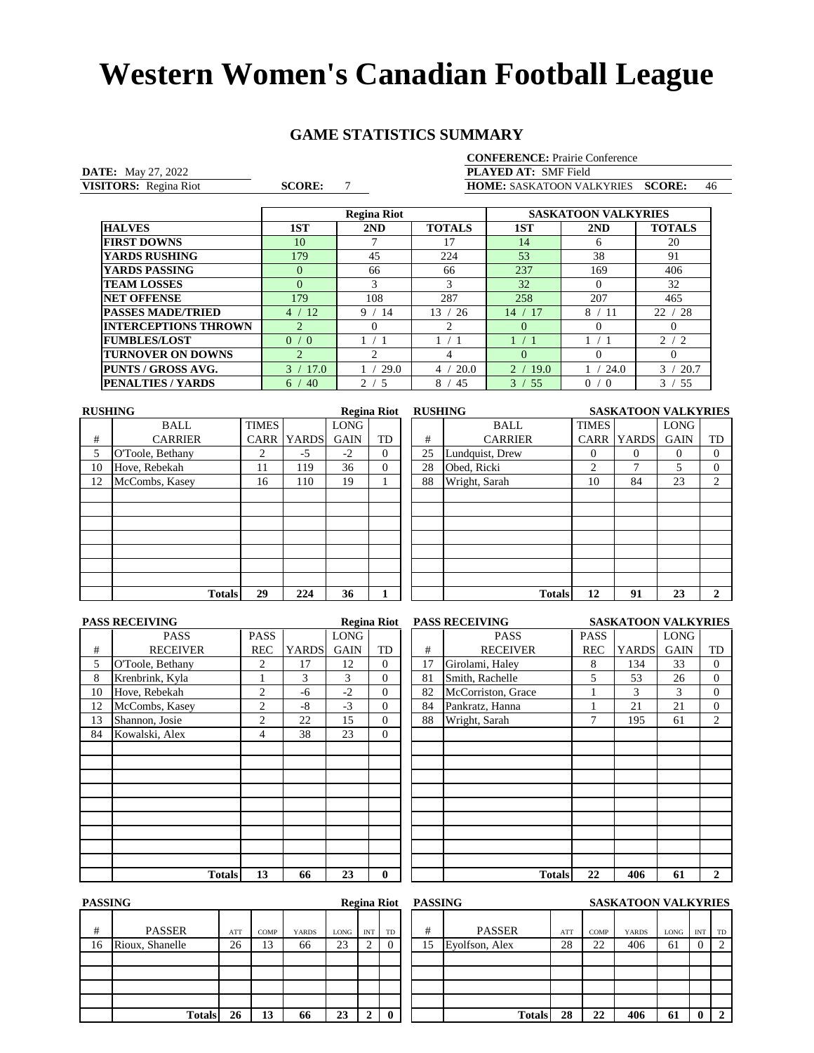# Western Women's Canadian Football League

## GAME STATISTICS SUMMARY

**CONFERENCE:** Prairie Conference

**DATE:** May 27, 2022

**PLAYED AT:** SMF Field

**VISITORS:** Regina Riot **SCORE:** 7

**HOME:** SASKATOON VALKYRIES **SCORE:** 46

| | Regina Riot | | | SASKATOON VALKYRIES | | |
|---|---|---|---|---|---|---|
| **HALVES** | **1ST** | **2ND** | **TOTALS** | **1ST** | **2ND** | **TOTALS** |
| **FIRST DOWNS** | 10 | 7 | 17 | 14 | 6 | 20 |
| **YARDS RUSHING** | 179 | 45 | 224 | 53 | 38 | 91 |
| **YARDS PASSING** | 0 | 66 | 66 | 237 | 169 | 406 |
| **TEAM LOSSES** | 0 | 3 | 3 | 32 | 0 | 32 |
| **NET OFFENSE** | 179 | 108 | 287 | 258 | 207 | 465 |
| **PASSES MADE/TRIED** | 4 / 12 | 9 / 14 | 13 / 26 | 14 / 17 | 8 / 11 | 22 / 28 |
| **INTERCEPTIONS THROWN** | 2 | 0 | 2 | 0 | 0 | 0 |
| **FUMBLES/LOST** | 0 / 0 | 1 / 1 | 1 / 1 | 1 / 1 | 1 / 1 | 2 / 2 |
| **TURNOVER ON DOWNS** | 2 | 2 | 4 | 0 | 0 | 0 |
| **PUNTS / GROSS AVG.** | 3 / 17.0 | 1 / 29.0 | 4 / 20.0 | 2 / 19.0 | 1 / 24.0 | 3 / 20.7 |
| **PENALTIES / YARDS** | 6 / 40 | 2 / 5 | 8 / 45 | 3 / 55 | 0 / 0 | 3 / 55 |

**RUSHING — Regina Riot**

| # | BALL CARRIER | TIMES CARR | YARDS | LONG GAIN | TD |
|---|---|---|---|---|---|
| 5 | O'Toole, Bethany | 2 | -5 | -2 | 0 |
| 10 | Hove, Rebekah | 11 | 119 | 36 | 0 |
| 12 | McCombs, Kasey | 16 | 110 | 19 | 1 |
| | **Totals** | **29** | **224** | **36** | **1** |

**RUSHING — SASKATOON VALKYRIES**

| # | BALL CARRIER | TIMES CARR | YARDS | LONG GAIN | TD |
|---|---|---|---|---|---|
| 25 | Lundquist, Drew | 0 | 0 | 0 | 0 |
| 28 | Obed, Ricki | 2 | 7 | 5 | 0 |
| 88 | Wright, Sarah | 10 | 84 | 23 | 2 |
| | **Totals** | **12** | **91** | **23** | **2** |

**PASS RECEIVING — Regina Riot**

| # | PASS RECEIVER | PASS REC | YARDS | LONG GAIN | TD |
|---|---|---|---|---|---|
| 5 | O'Toole, Bethany | 2 | 17 | 12 | 0 |
| 8 | Krenbrink, Kyla | 1 | 3 | 3 | 0 |
| 10 | Hove, Rebekah | 2 | -6 | -2 | 0 |
| 12 | McCombs, Kasey | 2 | -8 | -3 | 0 |
| 13 | Shannon, Josie | 2 | 22 | 15 | 0 |
| 84 | Kowalski, Alex | 4 | 38 | 23 | 0 |
| | **Totals** | **13** | **66** | **23** | **0** |

**PASS RECEIVING — SASKATOON VALKYRIES**

| # | PASS RECEIVER | PASS REC | YARDS | LONG GAIN | TD |
|---|---|---|---|---|---|
| 17 | Girolami, Haley | 8 | 134 | 33 | 0 |
| 81 | Smith, Rachelle | 5 | 53 | 26 | 0 |
| 82 | McCorriston, Grace | 1 | 3 | 3 | 0 |
| 84 | Pankratz, Hanna | 1 | 21 | 21 | 0 |
| 88 | Wright, Sarah | 7 | 195 | 61 | 2 |
| | **Totals** | **22** | **406** | **61** | **2** |

**PASSING — Regina Riot**

| # | PASSER | ATT | COMP | YARDS | LONG | INT | TD |
|---|---|---|---|---|---|---|---|
| 16 | Rioux, Shanelle | 26 | 13 | 66 | 23 | 2 | 0 |
| | **Totals** | **26** | **13** | **66** | **23** | **2** | **0** |

**PASSING — SASKATOON VALKYRIES**

| # | PASSER | ATT | COMP | YARDS | LONG | INT | TD |
|---|---|---|---|---|---|---|---|
| 15 | Eyolfson, Alex | 28 | 22 | 406 | 61 | 0 | 2 |
| | **Totals** | **28** | **22** | **406** | **61** | **0** | **2** |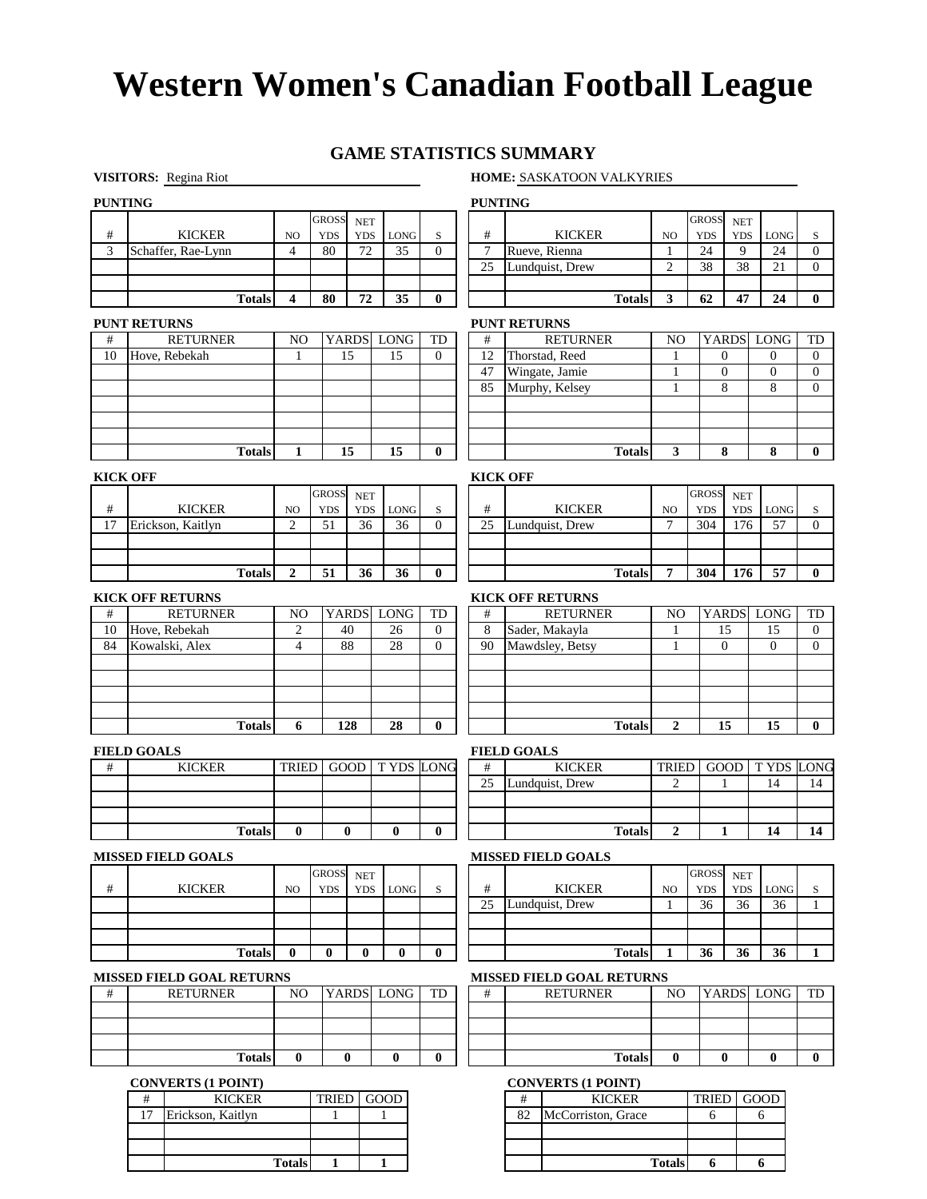# Western Women's Canadian Football League

## GAME STATISTICS SUMMARY

**VISITORS:** Regina Riot

**HOME:** SASKATOON VALKYRIES

### PUNTING (Visitors)

| # | KICKER | NO | GROSS YDS | NET YDS | LONG | S |
|---|---|---|---|---|---|---|
| 3 | Schaffer, Rae-Lynn | 4 | 80 | 72 | 35 | 0 |
| | | | | | | |
| | | | | | | |
| | **Totals** | **4** | **80** | **72** | **35** | **0** |

### PUNTING (Home)

| # | KICKER | NO | GROSS YDS | NET YDS | LONG | S |
|---|---|---|---|---|---|---|
| 7 | Rueve, Rienna | 1 | 24 | 9 | 24 | 0 |
| 25 | Lundquist, Drew | 2 | 38 | 38 | 21 | 0 |
| | | | | | | |
| | **Totals** | **3** | **62** | **47** | **24** | **0** |

### PUNT RETURNS (Visitors)

| # | RETURNER | NO | YARDS | LONG | TD |
|---|---|---|---|---|---|
| 10 | Hove, Rebekah | 1 | 15 | 15 | 0 |
| | | | | | |
| | | | | | |
| | | | | | |
| | | | | | |
| | | | | | |
| | **Totals** | **1** | **15** | **15** | **0** |

### PUNT RETURNS (Home)

| # | RETURNER | NO | YARDS | LONG | TD |
|---|---|---|---|---|---|
| 12 | Thorstad, Reed | 1 | 0 | 0 | 0 |
| 47 | Wingate, Jamie | 1 | 0 | 0 | 0 |
| 85 | Murphy, Kelsey | 1 | 8 | 8 | 0 |
| | | | | | |
| | | | | | |
| | | | | | |
| | **Totals** | **3** | **8** | **8** | **0** |

### KICK OFF (Visitors)

| # | KICKER | NO | GROSS YDS | NET YDS | LONG | S |
|---|---|---|---|---|---|---|
| 17 | Erickson, Kaitlyn | 2 | 51 | 36 | 36 | 0 |
| | | | | | | |
| | | | | | | |
| | **Totals** | **2** | **51** | **36** | **36** | **0** |

### KICK OFF (Home)

| # | KICKER | NO | GROSS YDS | NET YDS | LONG | S |
|---|---|---|---|---|---|---|
| 25 | Lundquist, Drew | 7 | 304 | 176 | 57 | 0 |
| | | | | | | |
| | | | | | | |
| | **Totals** | **7** | **304** | **176** | **57** | **0** |

### KICK OFF RETURNS (Visitors)

| # | RETURNER | NO | YARDS | LONG | TD |
|---|---|---|---|---|---|
| 10 | Hove, Rebekah | 2 | 40 | 26 | 0 |
| 84 | Kowalski, Alex | 4 | 88 | 28 | 0 |
| | | | | | |
| | | | | | |
| | | | | | |
| | | | | | |
| | **Totals** | **6** | **128** | **28** | **0** |

### KICK OFF RETURNS (Home)

| # | RETURNER | NO | YARDS | LONG | TD |
|---|---|---|---|---|---|
| 8 | Sader, Makayla | 1 | 15 | 15 | 0 |
| 90 | Mawdsley, Betsy | 1 | 0 | 0 | 0 |
| | | | | | |
| | | | | | |
| | | | | | |
| | | | | | |
| | **Totals** | **2** | **15** | **15** | **0** |

### FIELD GOALS (Visitors)

| # | KICKER | TRIED | GOOD | T YDS | LONG |
|---|---|---|---|---|---|
| | | | | | |
| | | | | | |
| | | | | | |
| | **Totals** | **0** | **0** | **0** | **0** |

### FIELD GOALS (Home)

| # | KICKER | TRIED | GOOD | T YDS | LONG |
|---|---|---|---|---|---|
| 25 | Lundquist, Drew | 2 | 1 | 14 | 14 |
| | | | | | |
| | | | | | |
| | **Totals** | **2** | **1** | **14** | **14** |

### MISSED FIELD GOALS (Visitors)

| # | KICKER | NO | GROSS YDS | NET YDS | LONG | S |
|---|---|---|---|---|---|---|
| | | | | | | |
| | | | | | | |
| | | | | | | |
| | **Totals** | **0** | **0** | **0** | **0** | **0** |

### MISSED FIELD GOALS (Home)

| # | KICKER | NO | GROSS YDS | NET YDS | LONG | S |
|---|---|---|---|---|---|---|
| 25 | Lundquist, Drew | 1 | 36 | 36 | 36 | 1 |
| | | | | | | |
| | | | | | | |
| | **Totals** | **1** | **36** | **36** | **36** | **1** |

### MISSED FIELD GOAL RETURNS (Visitors)

| # | RETURNER | NO | YARDS | LONG | TD |
|---|---|---|---|---|---|
| | | | | | |
| | | | | | |
| | | | | | |
| | **Totals** | **0** | **0** | **0** | **0** |

### MISSED FIELD GOAL RETURNS (Home)

| # | RETURNER | NO | YARDS | LONG | TD |
|---|---|---|---|---|---|
| | | | | | |
| | | | | | |
| | | | | | |
| | **Totals** | **0** | **0** | **0** | **0** |

### CONVERTS (1 POINT) (Visitors)

| # | KICKER | TRIED | GOOD |
|---|---|---|---|
| 17 | Erickson, Kaitlyn | 1 | 1 |
| | | | |
| | | | |
| | **Totals** | **1** | **1** |

### CONVERTS (1 POINT) (Home)

| # | KICKER | TRIED | GOOD |
|---|---|---|---|
| 82 | McCorriston, Grace | 6 | 6 |
| | | | |
| | | | |
| | **Totals** | **6** | **6** |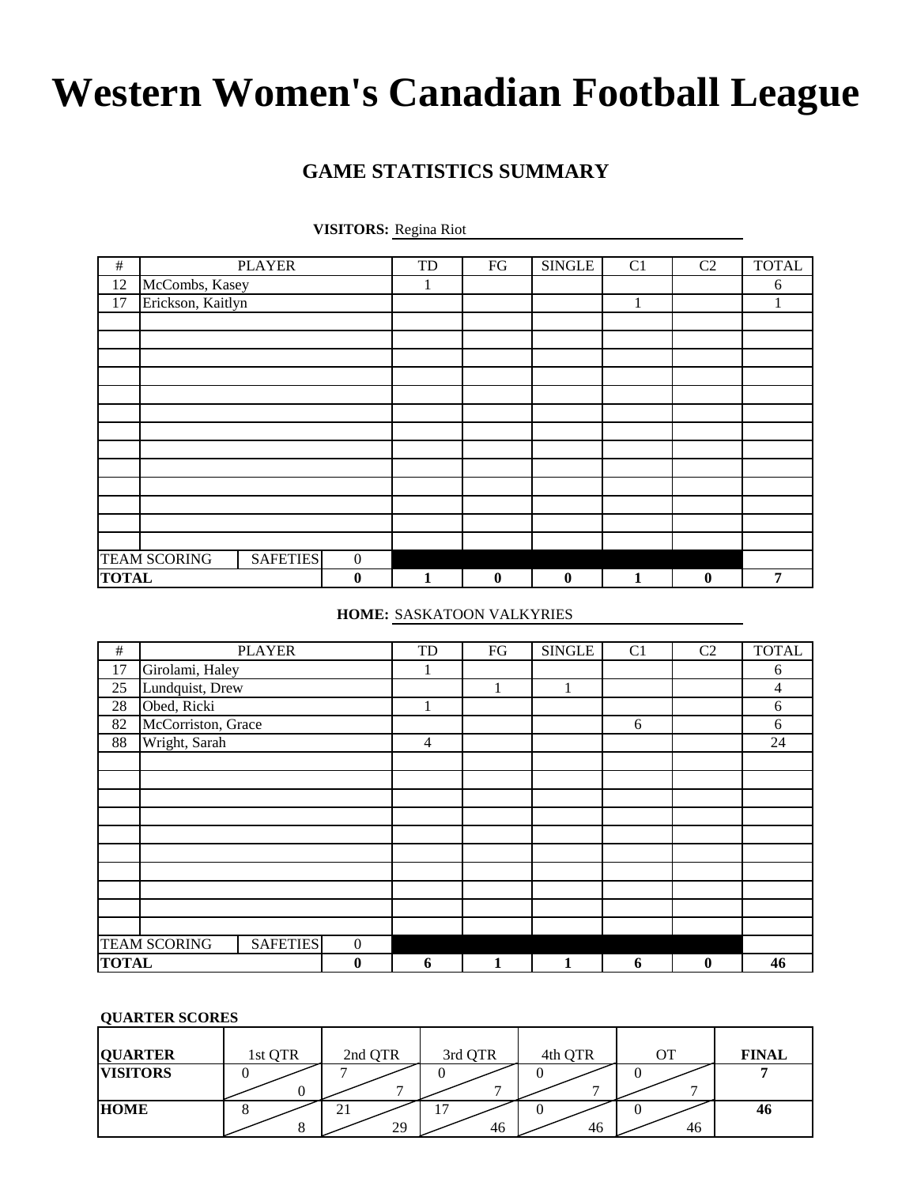# Western Women's Canadian Football League

## GAME STATISTICS SUMMARY

**VISITORS:** Regina Riot

| # | PLAYER | | | TD | FG | SINGLE | C1 | C2 | TOTAL |
|---|---|---|---|---|---|---|---|---|---|
| 12 | McCombs, Kasey | | | 1 | | | | | 6 |
| 17 | Erickson, Kaitlyn | | | | | | 1 | | 1 |
| | | | | | | | | | |
| | | | | | | | | | |
| | | | | | | | | | |
| | | | | | | | | | |
| | | | | | | | | | |
| | | | | | | | | | |
| | | | | | | | | | |
| | | | | | | | | | |
| | | | | | | | | | |
| | | | | | | | | | |
| | | | | | | | | | |
| | | | | | | | | | |
| | | | | | | | | | |
| TEAM SCORING | | SAFETIES | 0 | | | | | | |
| **TOTAL** | | | **0** | **1** | **0** | **0** | **1** | **0** | **7** |

**HOME:** SASKATOON VALKYRIES

| # | PLAYER | | | TD | FG | SINGLE | C1 | C2 | TOTAL |
|---|---|---|---|---|---|---|---|---|---|
| 17 | Girolami, Haley | | | 1 | | | | | 6 |
| 25 | Lundquist, Drew | | | | 1 | 1 | | | 4 |
| 28 | Obed, Ricki | | | 1 | | | | | 6 |
| 82 | McCorriston, Grace | | | | | | 6 | | 6 |
| 88 | Wright, Sarah | | | 4 | | | | | 24 |
| | | | | | | | | | |
| | | | | | | | | | |
| | | | | | | | | | |
| | | | | | | | | | |
| | | | | | | | | | |
| | | | | | | | | | |
| | | | | | | | | | |
| | | | | | | | | | |
| | | | | | | | | | |
| | | | | | | | | | |
| TEAM SCORING | | SAFETIES | 0 | | | | | | |
| **TOTAL** | | | **0** | **6** | **1** | **1** | **6** | **0** | **46** |

**QUARTER SCORES**

| **QUARTER** | 1st QTR | 2nd QTR | 3rd QTR | 4th QTR | OT | **FINAL** |
|---|---|---|---|---|---|---|
| **VISITORS** | 0 / 0 | 7 / 7 | 0 / 7 | 0 / 7 | 0 / 7 | **7** |
| **HOME** | 8 / 8 | 21 / 29 | 17 / 46 | 0 / 46 | 0 / 46 | **46** |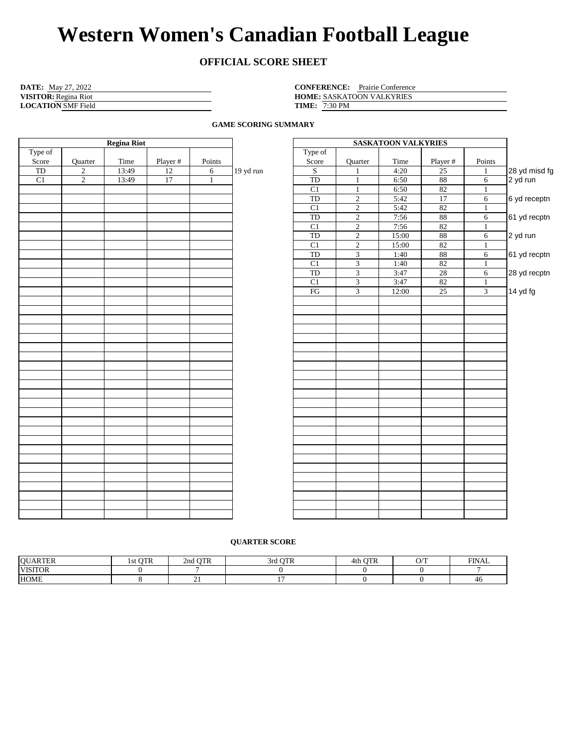# Western Women's Canadian Football League

## OFFICIAL SCORE SHEET

**DATE:** May 27, 2022
**VISITOR:** Regina Riot
**LOCATION** SMF Field

**CONFERENCE:** Prairie Conference
**HOME:** SASKATOON VALKYRIES
**TIME:** 7:30 PM

### GAME SCORING SUMMARY

**Regina Riot**

| Type of Score | Quarter | Time | Player # | Points | |
|---|---|---|---|---|---|
| TD | 2 | 13:49 | 12 | 6 | 19 yd run |
| C1 | 2 | 13:49 | 17 | 1 | |

**SASKATOON VALKYRIES**

| Type of Score | Quarter | Time | Player # | Points | |
|---|---|---|---|---|---|
| S | 1 | 4:20 | 25 | 1 | 28 yd misd fg |
| TD | 1 | 6:50 | 88 | 6 | 2 yd run |
| C1 | 1 | 6:50 | 82 | 1 | |
| TD | 2 | 5:42 | 17 | 6 | 6 yd receptn |
| C1 | 2 | 5:42 | 82 | 1 | |
| TD | 2 | 7:56 | 88 | 6 | 61 yd recptn |
| C1 | 2 | 7:56 | 82 | 1 | |
| TD | 2 | 15:00 | 88 | 6 | 2 yd run |
| C1 | 2 | 15:00 | 82 | 1 | |
| TD | 3 | 1:40 | 88 | 6 | 61 yd recptn |
| C1 | 3 | 1:40 | 82 | 1 | |
| TD | 3 | 3:47 | 28 | 6 | 28 yd recptn |
| C1 | 3 | 3:47 | 82 | 1 | |
| FG | 3 | 12:00 | 25 | 3 | 14 yd fg |

### QUARTER SCORE

| QUARTER | 1st QTR | 2nd QTR | 3rd QTR | 4th QTR | O/T | FINAL |
|---|---|---|---|---|---|---|
| VISITOR | 0 | 7 | 0 | 0 | 0 | 7 |
| HOME | 8 | 21 | 17 | 0 | 0 | 46 |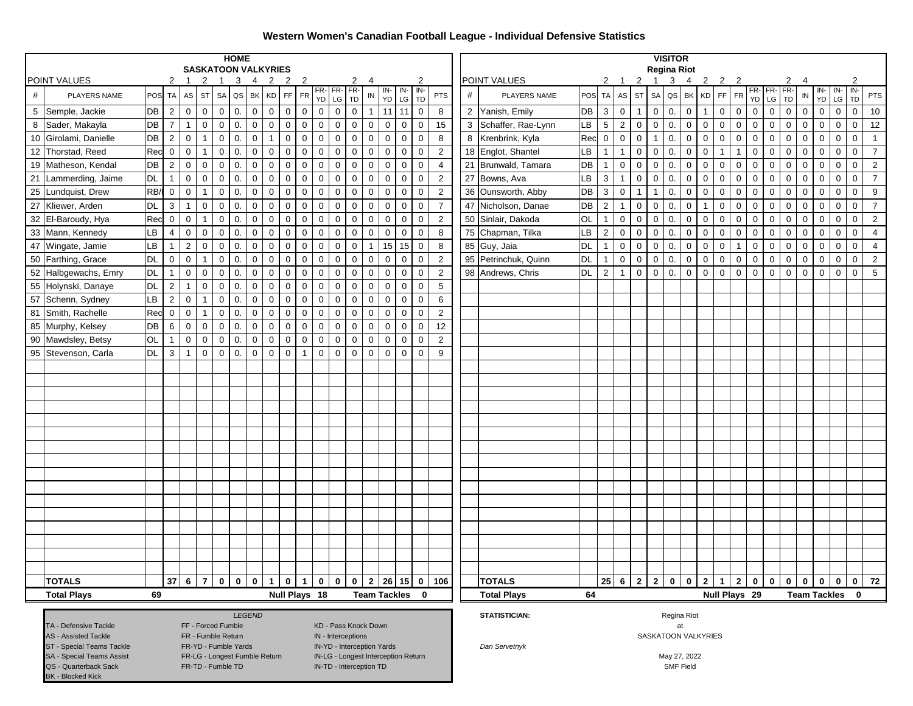## Western Women's Canadian Football League - Individual Defensive Statistics

### HOME
### SASKATOON VALKYRIES

| # | PLAYERS NAME | POS | TA | AS | ST | SA | QS | BK | KD | FF | FR | FR-YD | FR-LG | FR-TD | IN | IN-YD | IN-LG | IN-TD | PTS |
|---|---|---|---|---|---|---|---|---|---|---|---|---|---|---|---|---|---|---|---|
| POINT VALUES | | | 2 | 1 | 2 | 1 | 3 | 4 | 2 | 2 | 2 | | | 2 | 4 | | | 2 | |
| 5 | Semple, Jackie | DB | 2 | 0 | 0 | 0 | 0. | 0 | 0 | 0 | 0 | 0 | 0 | 0 | 1 | 11 | 11 | 0 | 8 |
| 8 | Sader, Makayla | DB | 7 | 1 | 0 | 0 | 0. | 0 | 0 | 0 | 0 | 0 | 0 | 0 | 0 | 0 | 0 | 0 | 15 |
| 10 | Girolami, Danielle | DB | 2 | 0 | 1 | 0 | 0. | 0 | 1 | 0 | 0 | 0 | 0 | 0 | 0 | 0 | 0 | 0 | 8 |
| 12 | Thorstad, Reed | Rec | 0 | 0 | 1 | 0 | 0. | 0 | 0 | 0 | 0 | 0 | 0 | 0 | 0 | 0 | 0 | 0 | 2 |
| 19 | Matheson, Kendal | DB | 2 | 0 | 0 | 0 | 0. | 0 | 0 | 0 | 0 | 0 | 0 | 0 | 0 | 0 | 0 | 0 | 4 |
| 21 | Lammerding, Jaime | DL | 1 | 0 | 0 | 0 | 0. | 0 | 0 | 0 | 0 | 0 | 0 | 0 | 0 | 0 | 0 | 0 | 2 |
| 25 | Lundquist, Drew | RB/I | 0 | 0 | 1 | 0 | 0. | 0 | 0 | 0 | 0 | 0 | 0 | 0 | 0 | 0 | 0 | 0 | 2 |
| 27 | Kliewer, Arden | DL | 3 | 1 | 0 | 0 | 0. | 0 | 0 | 0 | 0 | 0 | 0 | 0 | 0 | 0 | 0 | 0 | 7 |
| 32 | El-Baroudy, Hya | Rec | 0 | 0 | 1 | 0 | 0. | 0 | 0 | 0 | 0 | 0 | 0 | 0 | 0 | 0 | 0 | 0 | 2 |
| 33 | Mann, Kennedy | LB | 4 | 0 | 0 | 0 | 0. | 0 | 0 | 0 | 0 | 0 | 0 | 0 | 0 | 0 | 0 | 0 | 8 |
| 47 | Wingate, Jamie | LB | 1 | 2 | 0 | 0 | 0. | 0 | 0 | 0 | 0 | 0 | 0 | 0 | 1 | 15 | 15 | 0 | 8 |
| 50 | Farthing, Grace | DL | 0 | 0 | 1 | 0 | 0. | 0 | 0 | 0 | 0 | 0 | 0 | 0 | 0 | 0 | 0 | 0 | 2 |
| 52 | Halbgewachs, Emry | DL | 1 | 0 | 0 | 0 | 0. | 0 | 0 | 0 | 0 | 0 | 0 | 0 | 0 | 0 | 0 | 0 | 2 |
| 55 | Holynski, Danaye | DL | 2 | 1 | 0 | 0 | 0. | 0 | 0 | 0 | 0 | 0 | 0 | 0 | 0 | 0 | 0 | 0 | 5 |
| 57 | Schenn, Sydney | LB | 2 | 0 | 1 | 0 | 0. | 0 | 0 | 0 | 0 | 0 | 0 | 0 | 0 | 0 | 0 | 0 | 6 |
| 81 | Smith, Rachelle | Rec | 0 | 0 | 1 | 0 | 0. | 0 | 0 | 0 | 0 | 0 | 0 | 0 | 0 | 0 | 0 | 0 | 2 |
| 85 | Murphy, Kelsey | DB | 6 | 0 | 0 | 0 | 0. | 0 | 0 | 0 | 0 | 0 | 0 | 0 | 0 | 0 | 0 | 0 | 12 |
| 90 | Mawdsley, Betsy | OL | 1 | 0 | 0 | 0 | 0. | 0 | 0 | 0 | 0 | 0 | 0 | 0 | 0 | 0 | 0 | 0 | 2 |
| 95 | Stevenson, Carla | DL | 3 | 1 | 0 | 0 | 0. | 0 | 0 | 0 | 1 | 0 | 0 | 0 | 0 | 0 | 0 | 0 | 9 |
| | **TOTALS** | | **37** | **6** | **7** | **0** | **0** | **0** | **1** | **0** | **1** | **0** | **0** | **0** | **2** | **26** | **15** | **0** | **106** |

**Total Plays** 69 **Null Plays** 18 **Team Tackles** 0

### VISITOR
### Regina Riot

| # | PLAYERS NAME | POS | TA | AS | ST | SA | QS | BK | KD | FF | FR | FR-YD | FR-LG | FR-TD | IN | IN-YD | IN-LG | IN-TD | PTS |
|---|---|---|---|---|---|---|---|---|---|---|---|---|---|---|---|---|---|---|---|
| POINT VALUES | | | 2 | 1 | 2 | 1 | 3 | 4 | 2 | 2 | 2 | | | 2 | 4 | | | 2 | |
| 2 | Yanish, Emily | DB | 3 | 0 | 1 | 0 | 0. | 0 | 1 | 0 | 0 | 0 | 0 | 0 | 0 | 0 | 0 | 0 | 10 |
| 3 | Schaffer, Rae-Lynn | LB | 5 | 2 | 0 | 0 | 0. | 0 | 0 | 0 | 0 | 0 | 0 | 0 | 0 | 0 | 0 | 0 | 12 |
| 8 | Krenbrink, Kyla | Rec | 0 | 0 | 0 | 1 | 0. | 0 | 0 | 0 | 0 | 0 | 0 | 0 | 0 | 0 | 0 | 0 | 1 |
| 18 | Englot, Shantel | LB | 1 | 1 | 0 | 0 | 0. | 0 | 0 | 1 | 1 | 0 | 0 | 0 | 0 | 0 | 0 | 0 | 7 |
| 21 | Brunwald, Tamara | DB | 1 | 0 | 0 | 0 | 0. | 0 | 0 | 0 | 0 | 0 | 0 | 0 | 0 | 0 | 0 | 0 | 2 |
| 27 | Bowns, Ava | LB | 3 | 1 | 0 | 0 | 0. | 0 | 0 | 0 | 0 | 0 | 0 | 0 | 0 | 0 | 0 | 0 | 7 |
| 36 | Ounsworth, Abby | DB | 3 | 0 | 1 | 1 | 0. | 0 | 0 | 0 | 0 | 0 | 0 | 0 | 0 | 0 | 0 | 0 | 9 |
| 47 | Nicholson, Danae | DB | 2 | 1 | 0 | 0 | 0. | 0 | 1 | 0 | 0 | 0 | 0 | 0 | 0 | 0 | 0 | 0 | 7 |
| 50 | Sinlair, Dakoda | OL | 1 | 0 | 0 | 0 | 0. | 0 | 0 | 0 | 0 | 0 | 0 | 0 | 0 | 0 | 0 | 0 | 2 |
| 75 | Chapman, Tilka | LB | 2 | 0 | 0 | 0 | 0. | 0 | 0 | 0 | 0 | 0 | 0 | 0 | 0 | 0 | 0 | 0 | 4 |
| 85 | Guy, Jaia | DL | 1 | 0 | 0 | 0 | 0. | 0 | 0 | 0 | 1 | 0 | 0 | 0 | 0 | 0 | 0 | 0 | 4 |
| 95 | Petrinchuk, Quinn | DL | 1 | 0 | 0 | 0 | 0. | 0 | 0 | 0 | 0 | 0 | 0 | 0 | 0 | 0 | 0 | 0 | 2 |
| 98 | Andrews, Chris | DL | 2 | 1 | 0 | 0 | 0. | 0 | 0 | 0 | 0 | 0 | 0 | 0 | 0 | 0 | 0 | 0 | 5 |
| | **TOTALS** | | **25** | **6** | **2** | **2** | **0** | **0** | **2** | **1** | **2** | **0** | **0** | **0** | **0** | **0** | **0** | **0** | **72** |

**Total Plays** 64 **Null Plays** 29 **Team Tackles** 0

*LEGEND*

- TA - Defensive Tackle
- AS - Assisted Tackle
- ST - Special Teams Tackle
- SA - Special Teams Assist
- QS - Quarterback Sack
- BK - Blocked Kick
- FF - Forced Fumble
- FR - Fumble Return
- FR-YD - Fumble Yards
- FR-LG - Longest Fumble Return
- FR-TD - Fumble TD
- KD - Pass Knock Down
- IN - Interceptions
- IN-YD - Interception Yards
- IN-LG - Longest Interception Return
- IN-TD - Interception TD

**STATISTICIAN:**

*Dan Servetnyk*

Regina Riot
at
SASKATOON VALKYRIES

May 27, 2022
SMF Field